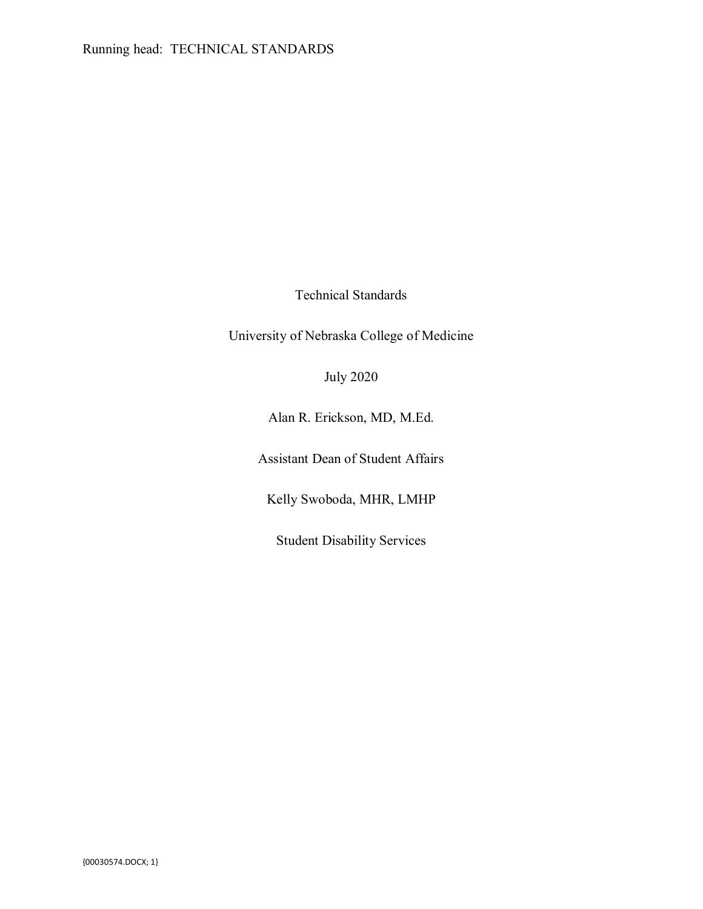# Technical Standards

University of Nebraska College of Medicine

July 2020

Alan R. Erickson, MD, M.Ed.

Assistant Dean of Student Affairs

Kelly Swoboda, MHR, LMHP

Student Disability Services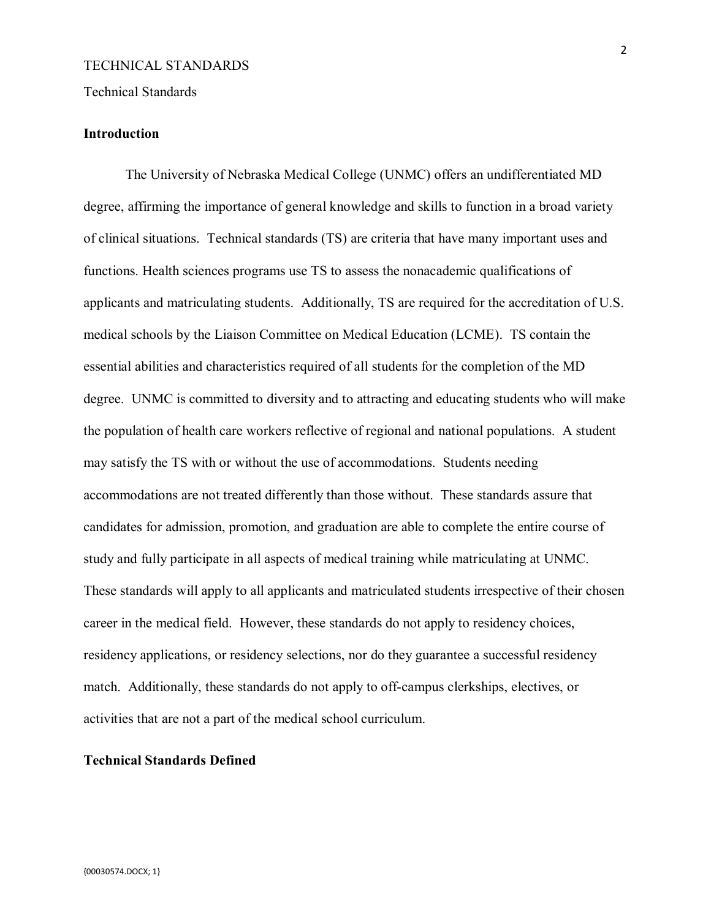Technical Standards

## Introduction

The University of Nebraska Medical College (UNMC) offers an undifferentiated MD degree, affirming the importance of general knowledge and skills to function in a broad variety of clinical situations. Technical standards (TS) are criteria that have many important uses and functions. Health sciences programs use TS to assess the nonacademic qualifications of applicants and matriculating students. Additionally, TS are required for the accreditation of U.S. medical schools by the Liaison Committee on Medical Education (LCME). TS contain the essential abilities and characteristics required of all students for the completion of the MD degree. UNMC is committed to diversity and to attracting and educating students who will make the population of health care workers reflective of regional and national populations. A student may satisfy the TS with or without the use of accommodations. Students needing accommodations are not treated differently than those without. These standards assure that candidates for admission, promotion, and graduation are able to complete the entire course of study and fully participate in all aspects of medical training while matriculating at UNMC. These standards will apply to all applicants and matriculated students irrespective of their chosen career in the medical field. However, these standards do not apply to residency choices, residency applications, or residency selections, nor do they guarantee a successful residency match. Additionally, these standards do not apply to off-campus clerkships, electives, or activities that are not a part of the medical school curriculum.

## Technical Standards Defined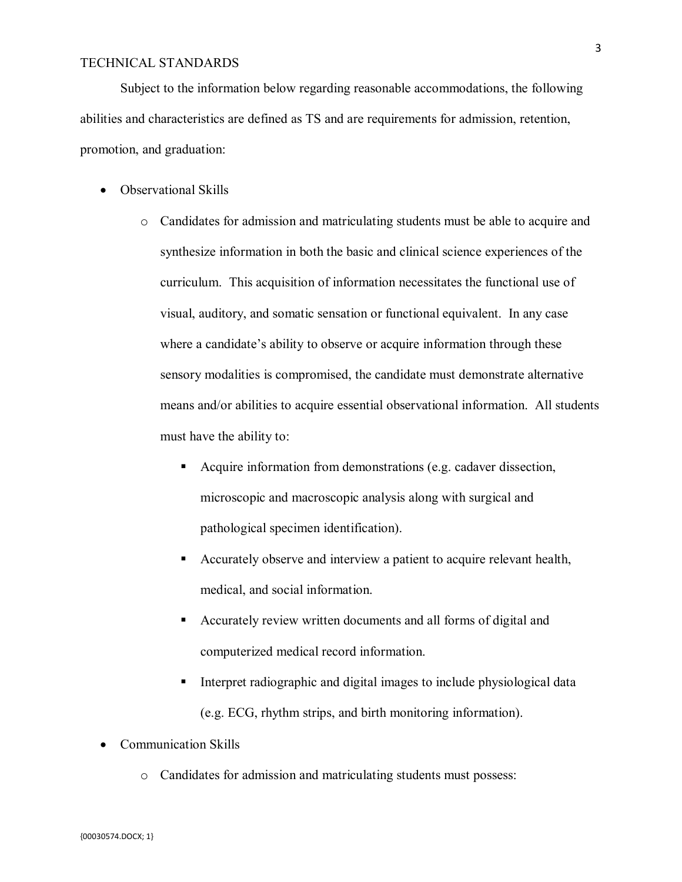TECHNICAL STANDARDS

Subject to the information below regarding reasonable accommodations, the following abilities and characteristics are defined as TS and are requirements for admission, retention, promotion, and graduation:

- Observational Skills
  - Candidates for admission and matriculating students must be able to acquire and synthesize information in both the basic and clinical science experiences of the curriculum. This acquisition of information necessitates the functional use of visual, auditory, and somatic sensation or functional equivalent. In any case where a candidate's ability to observe or acquire information through these sensory modalities is compromised, the candidate must demonstrate alternative means and/or abilities to acquire essential observational information. All students must have the ability to:
    - Acquire information from demonstrations (e.g. cadaver dissection, microscopic and macroscopic analysis along with surgical and pathological specimen identification).
    - Accurately observe and interview a patient to acquire relevant health, medical, and social information.
    - Accurately review written documents and all forms of digital and computerized medical record information.
    - Interpret radiographic and digital images to include physiological data (e.g. ECG, rhythm strips, and birth monitoring information).
- Communication Skills
  - Candidates for admission and matriculating students must possess: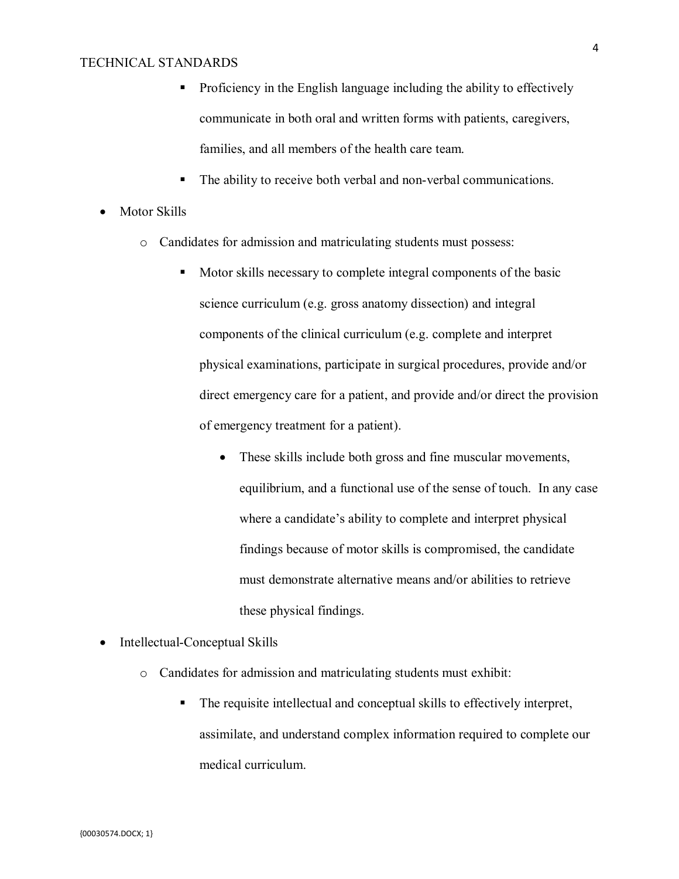- Proficiency in the English language including the ability to effectively communicate in both oral and written forms with patients, caregivers, families, and all members of the health care team.
        - The ability to receive both verbal and non-verbal communications.

- Motor Skills
    - Candidates for admission and matriculating students must possess:
        - Motor skills necessary to complete integral components of the basic science curriculum (e.g. gross anatomy dissection) and integral components of the clinical curriculum (e.g. complete and interpret physical examinations, participate in surgical procedures, provide and/or direct emergency care for a patient, and provide and/or direct the provision of emergency treatment for a patient).
            - These skills include both gross and fine muscular movements, equilibrium, and a functional use of the sense of touch. In any case where a candidate's ability to complete and interpret physical findings because of motor skills is compromised, the candidate must demonstrate alternative means and/or abilities to retrieve these physical findings.
- Intellectual-Conceptual Skills
    - Candidates for admission and matriculating students must exhibit:
        - The requisite intellectual and conceptual skills to effectively interpret, assimilate, and understand complex information required to complete our medical curriculum.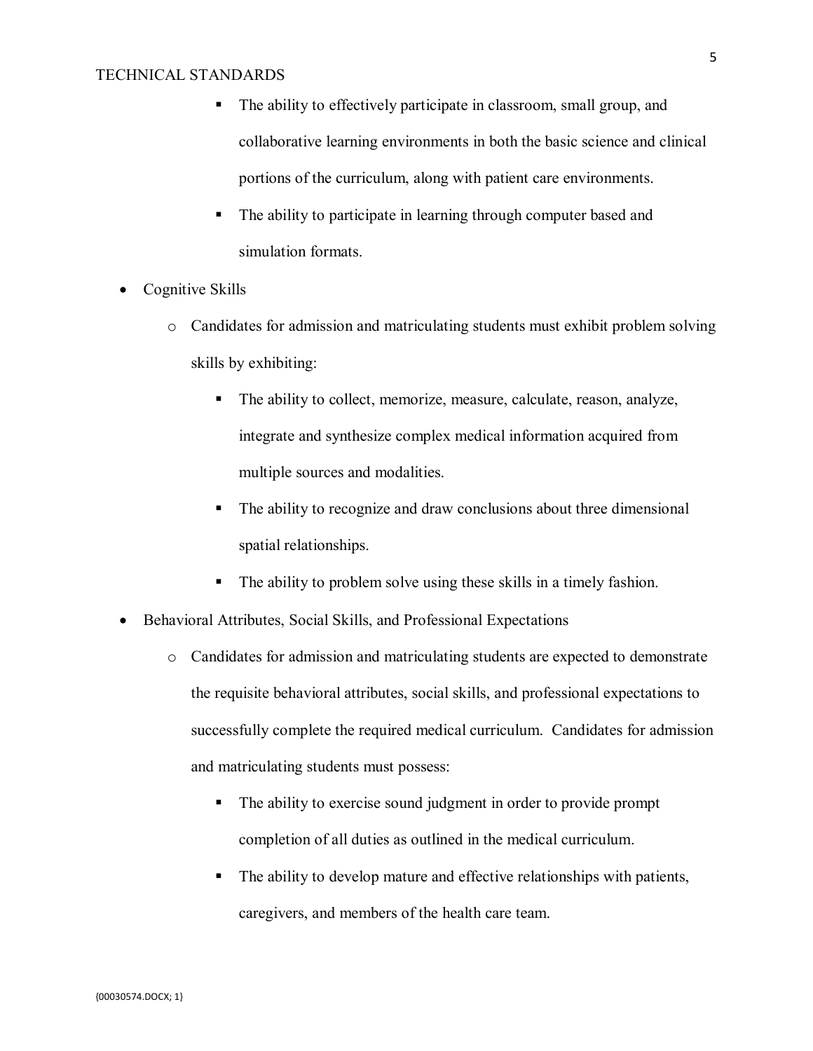- The ability to effectively participate in classroom, small group, and collaborative learning environments in both the basic science and clinical portions of the curriculum, along with patient care environments.
    - The ability to participate in learning through computer based and simulation formats.

- Cognitive Skills
  - Candidates for admission and matriculating students must exhibit problem solving skills by exhibiting:
    - The ability to collect, memorize, measure, calculate, reason, analyze, integrate and synthesize complex medical information acquired from multiple sources and modalities.
    - The ability to recognize and draw conclusions about three dimensional spatial relationships.
    - The ability to problem solve using these skills in a timely fashion.
- Behavioral Attributes, Social Skills, and Professional Expectations
  - Candidates for admission and matriculating students are expected to demonstrate the requisite behavioral attributes, social skills, and professional expectations to successfully complete the required medical curriculum. Candidates for admission and matriculating students must possess:
    - The ability to exercise sound judgment in order to provide prompt completion of all duties as outlined in the medical curriculum.
    - The ability to develop mature and effective relationships with patients, caregivers, and members of the health care team.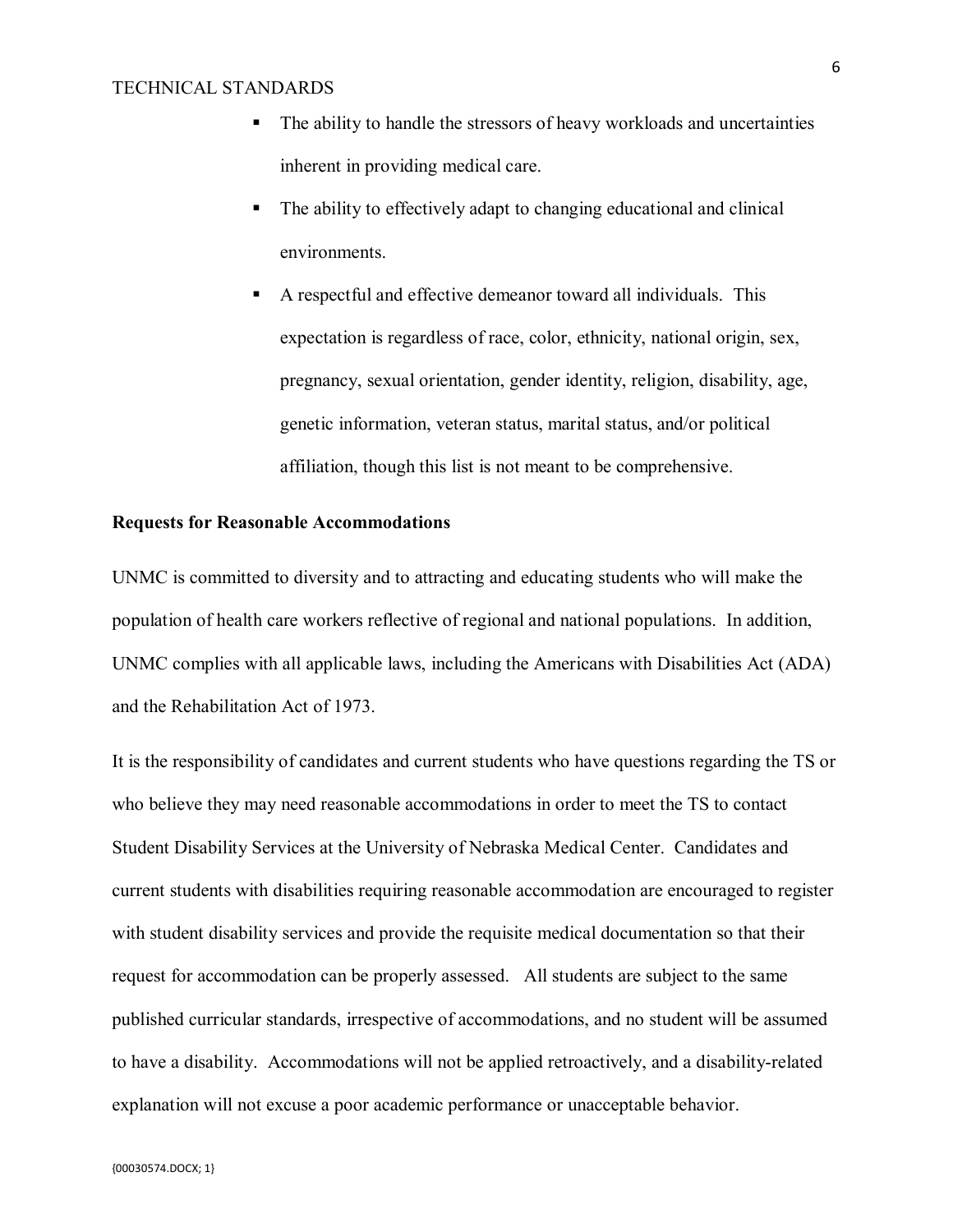- The ability to handle the stressors of heavy workloads and uncertainties inherent in providing medical care.
- The ability to effectively adapt to changing educational and clinical environments.
- A respectful and effective demeanor toward all individuals. This expectation is regardless of race, color, ethnicity, national origin, sex, pregnancy, sexual orientation, gender identity, religion, disability, age, genetic information, veteran status, marital status, and/or political affiliation, though this list is not meant to be comprehensive.

**Requests for Reasonable Accommodations**

UNMC is committed to diversity and to attracting and educating students who will make the population of health care workers reflective of regional and national populations. In addition, UNMC complies with all applicable laws, including the Americans with Disabilities Act (ADA) and the Rehabilitation Act of 1973.

It is the responsibility of candidates and current students who have questions regarding the TS or who believe they may need reasonable accommodations in order to meet the TS to contact Student Disability Services at the University of Nebraska Medical Center. Candidates and current students with disabilities requiring reasonable accommodation are encouraged to register with student disability services and provide the requisite medical documentation so that their request for accommodation can be properly assessed. All students are subject to the same published curricular standards, irrespective of accommodations, and no student will be assumed to have a disability. Accommodations will not be applied retroactively, and a disability-related explanation will not excuse a poor academic performance or unacceptable behavior.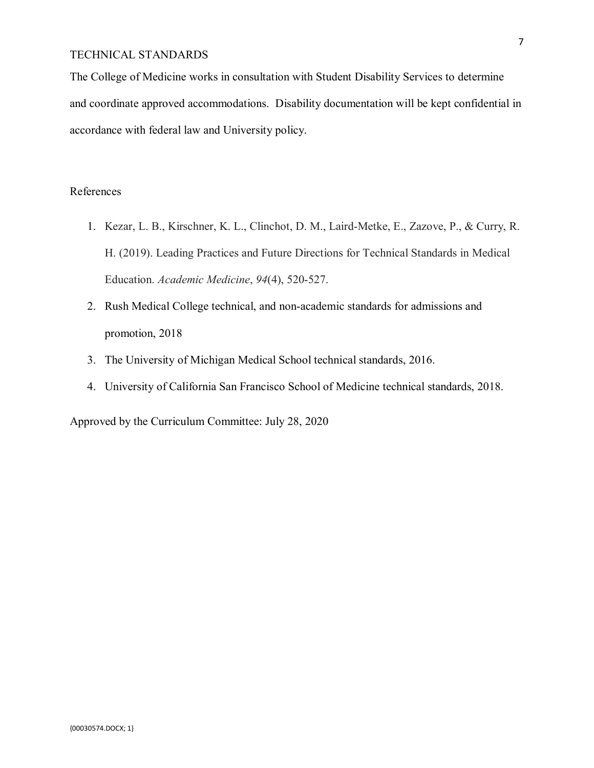The College of Medicine works in consultation with Student Disability Services to determine and coordinate approved accommodations. Disability documentation will be kept confidential in accordance with federal law and University policy.

## References

1. Kezar, L. B., Kirschner, K. L., Clinchot, D. M., Laird-Metke, E., Zazove, P., & Curry, R. H. (2019). Leading Practices and Future Directions for Technical Standards in Medical Education. *Academic Medicine*, *94*(4), 520-527.
2. Rush Medical College technical, and non-academic standards for admissions and promotion, 2018
3. The University of Michigan Medical School technical standards, 2016.
4. University of California San Francisco School of Medicine technical standards, 2018.

Approved by the Curriculum Committee: July 28, 2020